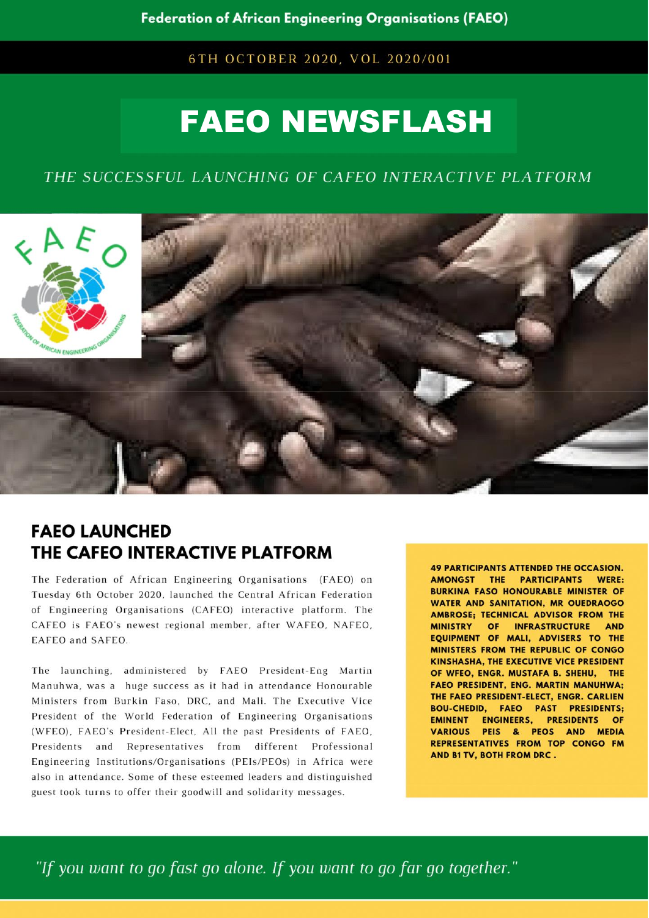Federation of African Engineering Organisations (FAEO)

6TH OCTOBER 2020, VOL 2020/001

# FAEO NEWSFLASH

*THE SUCCESSFUL LAUNCHING OF CAFEO INTERACTIVE PLATFORM*

## FAEO LAUNCHED THE CAFEO INTERACTIVE PLATFORM

The Federation of African Engineering Organisations (FAEO) on Tuesday 6th October 2020, launched the Central African Federation of Engineering Organisations (CAFEO) interactive platform. The CAFEO is FAEO's newest regional member, after WAFEO, NAFEO, EAFEO and SAFEO.

The launching, administered by FAEO President-Eng Martin Manuhwa, was a huge success as it had in attendance Honourable Ministers from Burkin Faso, DRC, and Mali. The Executive Vice President of the World Federation of Engineering Organisations (WFEO), FAEO's President-Elect, All the past Presidents of FAEO, Presidents and Representatives from different Professional Engineering Institutions/Organisations (PEIs/PEOs) in Africa were also in attendance. Some of these esteemed leaders and distinguished guest took turns to offer their goodwill and solidarity messages.

**49 PARTICIPANTS ATTENDED THE OCCASION. AMONGST THE PARTICIPANTS WERE: BURKINA FASO HONOURABLE MINISTER OF WATER AND SANITATION, MR OUEDRAOGO AMBROSE; TECHNICAL ADVISOR FROM THE MINISTRY OF INFRASTRUCTURE AND EQUIPMENT OF MALI, ADVISERS TO THE MINISTERS FROM THE REPUBLIC OF CONGO KINSHASHA, THE EXECUTIVE VICE PRESIDENT OF WFEO, ENGR. MUSTAFA B. SHEHU, THE FAEO PRESIDENT, ENG. MARTIN MANUHWA; THE FAEO PRESIDENT-ELECT, ENGR. CARLIEN BOU-CHEDID, FAEO PAST PRESIDENTS; EMINENT ENGINEERS, PRESIDENTS OF VARIOUS PEIS & PEOS AND MEDIA REPRESENTATIVES FROM TOP CONGO FM AND B1 TV, BOTH FROM DRC .**

*"If you want to go fast go alone. If you want to go far go together."*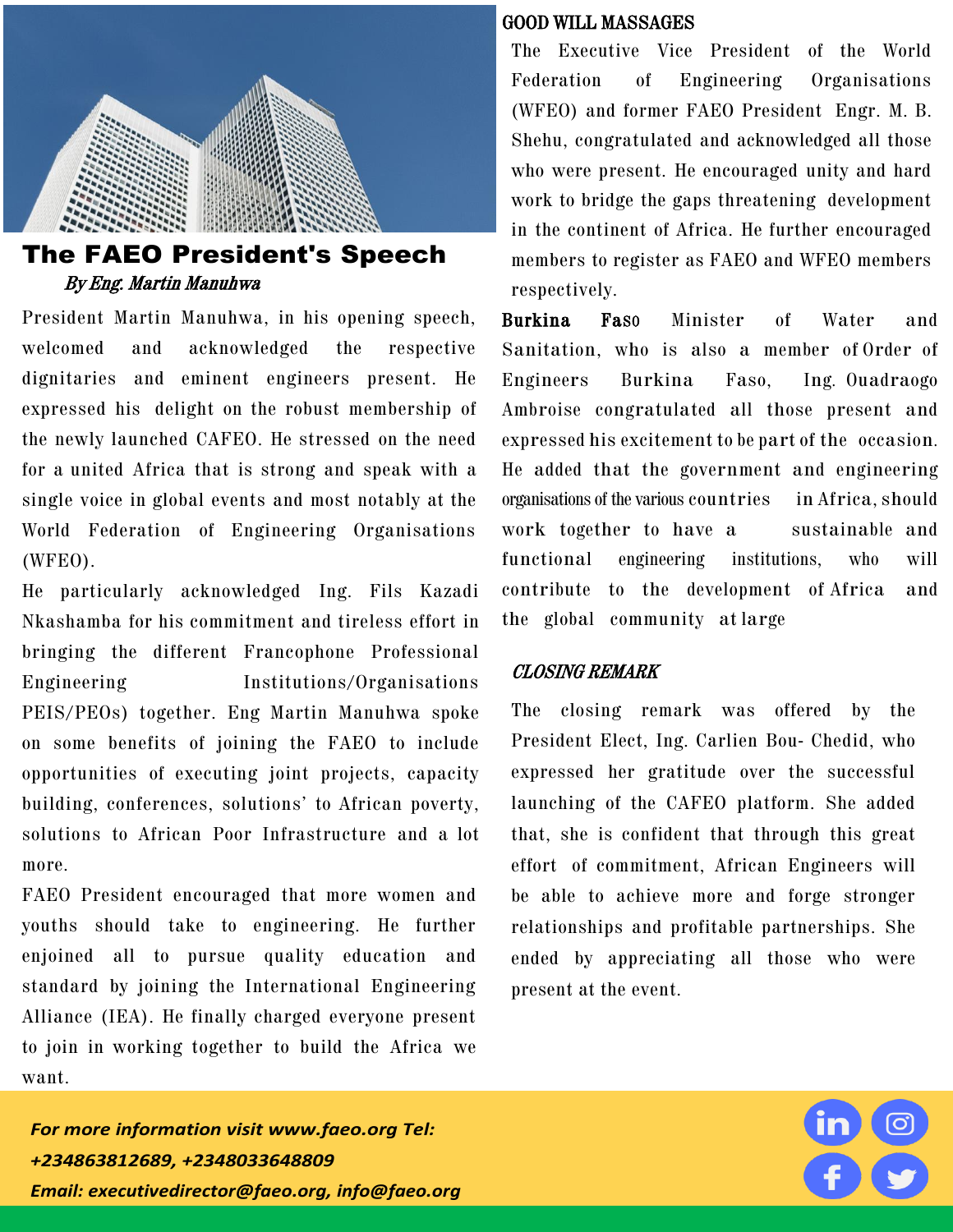## The FAEO President's Speech

*By Eng. Martin Manuhwa*

President Martin Manuhwa, in his opening speech, welcomed and acknowledged the respective dignitaries and eminent engineers present. He expressed his delight on the robust membership of the newly launched CAFEO. He stressed on the need for a united Africa that is strong and speak with a single voice in global events and most notably at the World Federation of Engineering Organisations (WFEO).

He particularly acknowledged Ing. Fils Kazadi Nkashamba for his commitment and tireless effort in bringing the different Francophone Professional Engineering Institutions/Organisations PEIS/PEOs) together. Eng Martin Manuhwa spoke on some benefits of joining the FAEO to include opportunities of executing joint projects, capacity building, conferences, solutions' to African poverty, solutions to African Poor Infrastructure and a lot more.

FAEO President encouraged that more women and youths should take to engineering. He further enjoined all to pursue quality education and standard by joining the International Engineering Alliance (IEA). He finally charged everyone present to join in working together to build the Africa we want.

## GOOD WILL MASSAGES

The Executive Vice President of the World Federation of Engineering Organisations (WFEO) and former FAEO President Engr. M. B. Shehu, congratulated and acknowledged all those who were present. He encouraged unity and hard work to bridge the gaps threatening development in the continent of Africa. He further encouraged members to register as FAEO and WFEO members respectively.

**Burkina Faso** Minister of Water and Sanitation, who is also a member of Order of Engineers Burkina Faso, Ing. Ouadraogo Ambroise congratulated all those present and expressed his excitement to be part of the occasion. He added that the government and engineering organisations of the various countries in Africa, should work together to have a sustainable and functional engineering institutions, who will contribute to the development of Africa and the global community at large

## *CLOSING REMARK*

The closing remark was offered by the President Elect, Ing. Carlien Bou- Chedid, who expressed her gratitude over the successful launching of the CAFEO platform. She added that, she is confident that through this great effort of commitment, African Engineers will be able to achieve more and forge stronger relationships and profitable partnerships. She ended by appreciating all those who were present at the event.

*For more information visit www.faeo.org Tel: +234863812689, +2348033648809*
*Email: executivedirector@faeo.org, info@faeo.org*